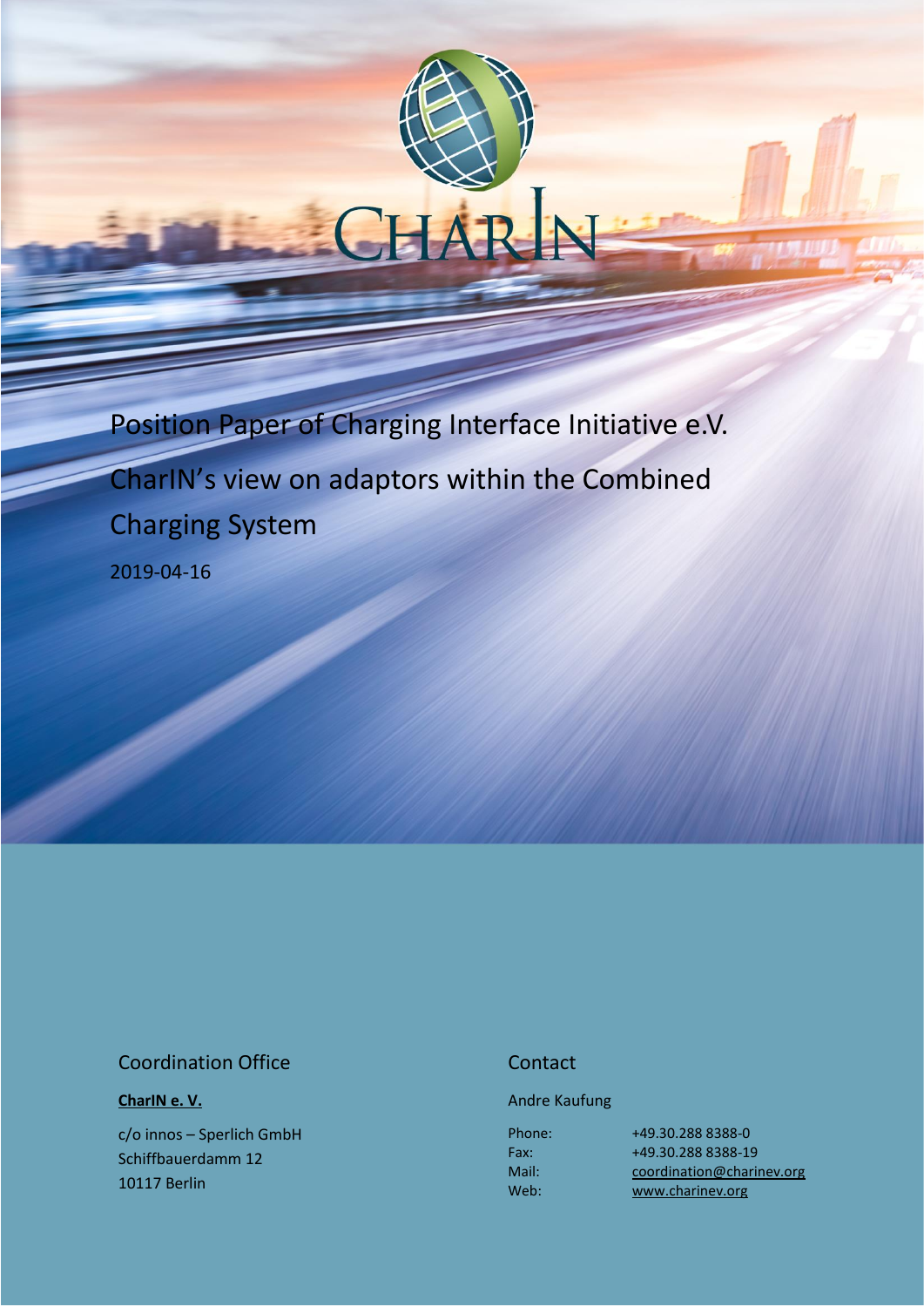CHARIN

# Position Paper of Charging Interface Initiative e.V.

# CharIN's view on adaptors within the Combined Charging System

2019-04-16

## Coordination Office

**CharIN e. V.**

c/o innos – Sperlich GmbH
Schiffbauerdamm 12
10117 Berlin

## Contact

Andre Kaufung

Phone: +49.30.288 8388-0
Fax: +49.30.288 8388-19
Mail: coordination@charinev.org
Web: www.charinev.org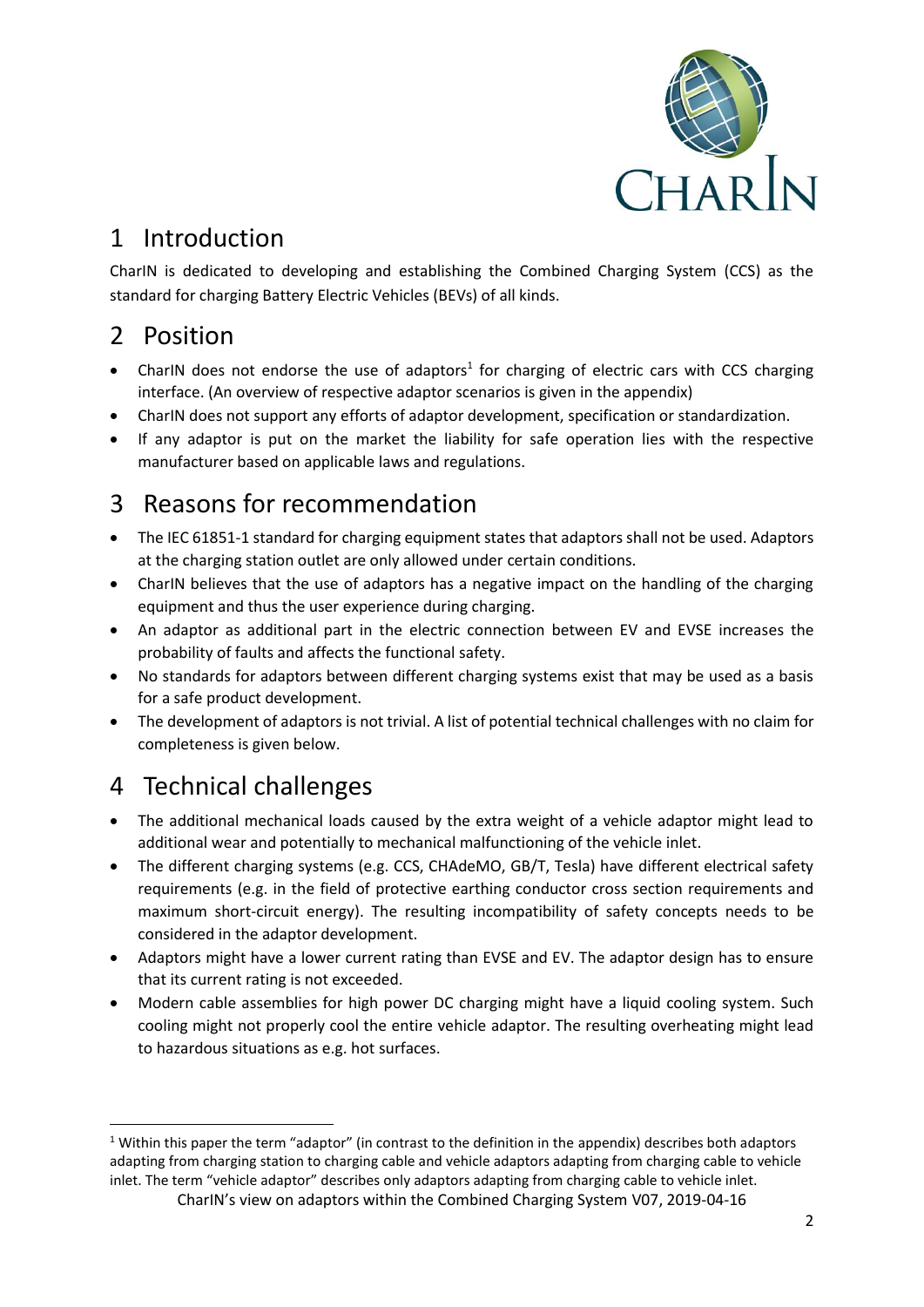# 1 Introduction

CharIN is dedicated to developing and establishing the Combined Charging System (CCS) as the standard for charging Battery Electric Vehicles (BEVs) of all kinds.

# 2 Position

- CharIN does not endorse the use of adaptors[1] for charging of electric cars with CCS charging interface. (An overview of respective adaptor scenarios is given in the appendix)
- CharIN does not support any efforts of adaptor development, specification or standardization.
- If any adaptor is put on the market the liability for safe operation lies with the respective manufacturer based on applicable laws and regulations.

# 3 Reasons for recommendation

- The IEC 61851-1 standard for charging equipment states that adaptors shall not be used. Adaptors at the charging station outlet are only allowed under certain conditions.
- CharIN believes that the use of adaptors has a negative impact on the handling of the charging equipment and thus the user experience during charging.
- An adaptor as additional part in the electric connection between EV and EVSE increases the probability of faults and affects the functional safety.
- No standards for adaptors between different charging systems exist that may be used as a basis for a safe product development.
- The development of adaptors is not trivial. A list of potential technical challenges with no claim for completeness is given below.

# 4 Technical challenges

- The additional mechanical loads caused by the extra weight of a vehicle adaptor might lead to additional wear and potentially to mechanical malfunctioning of the vehicle inlet.
- The different charging systems (e.g. CCS, CHAdeMO, GB/T, Tesla) have different electrical safety requirements (e.g. in the field of protective earthing conductor cross section requirements and maximum short-circuit energy). The resulting incompatibility of safety concepts needs to be considered in the adaptor development.
- Adaptors might have a lower current rating than EVSE and EV. The adaptor design has to ensure that its current rating is not exceeded.
- Modern cable assemblies for high power DC charging might have a liquid cooling system. Such cooling might not properly cool the entire vehicle adaptor. The resulting overheating might lead to hazardous situations as e.g. hot surfaces.

[1] Within this paper the term "adaptor" (in contrast to the definition in the appendix) describes both adaptors adapting from charging station to charging cable and vehicle adaptors adapting from charging cable to vehicle inlet. The term "vehicle adaptor" describes only adaptors adapting from charging cable to vehicle inlet.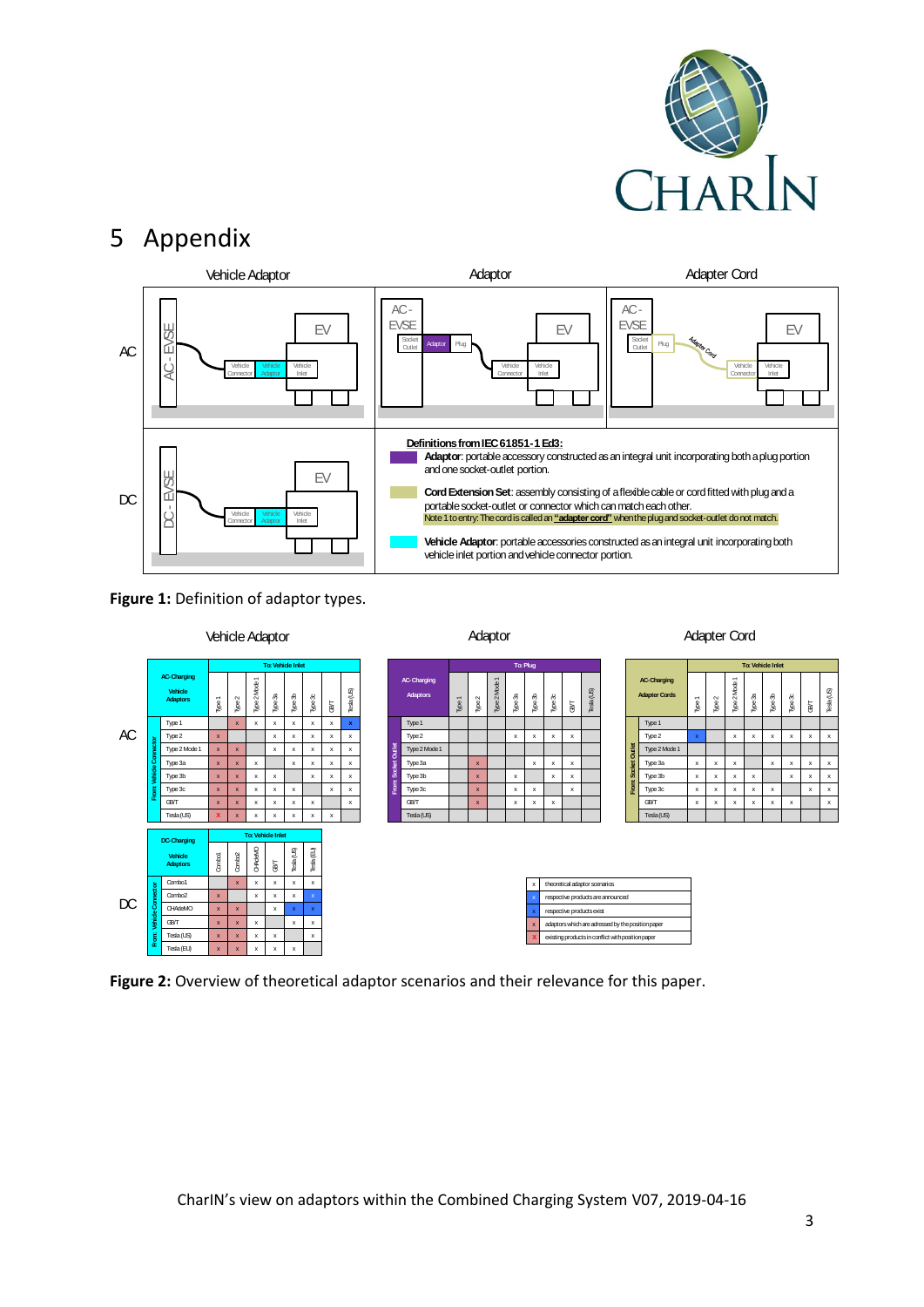# 5 Appendix

Vehicle Adaptor | Adaptor | Adapter Cord

AC

AC - EVSE — Vehicle Connector — Vehicle Adaptor — Vehicle Inlet — EV

AC - EVSE — Socket Outlet — Adaptor — Plug — Vehicle Connector — Vehicle Inlet — EV

AC - EVSE — Socket Outlet — Plug — Adapter Cord — Vehicle Connector — Vehicle Inlet — EV

DC

DC - EVSE — Vehicle Connector — Vehicle Adaptor — Vehicle Inlet — EV

**Definitions from IEC 61851-1 Ed3:**

**Adaptor**: portable accessory constructed as an integral unit incorporating both a plug portion and one socket-outlet portion.

**Cord Extension Set**: assembly consisting of a flexible cable or cord fitted with plug and a portable socket-outlet or connector which can match each other.
Note 1 to entry: The cord is called an **"adapter cord"** when the plug and socket-outlet do not match.

**Vehicle Adaptor**: portable accessories constructed as an integral unit incorporating both vehicle inlet portion and vehicle connector portion.

**Figure 1:** Definition of adaptor types.

Vehicle Adaptor

AC-Charging Vehicle Adaptors (From: Vehicle Connector / To: Vehicle Inlet)

| From \ To | Type 1 | Type 2 | Type 2 Mode 1 | Type 3a | Type 3b | Type 3c | GB/T | Tesla (US) |
|---|---|---|---|---|---|---|---|---|
| Type 1 | | x | x | x | x | x | x | x |
| Type 2 | x | | | x | x | x | x | x |
| Type 2 Mode 1 | x | x | | x | x | x | x | x |
| Type 3a | x | x | x | | x | x | x | x |
| Type 3b | x | x | x | x | | x | x | x |
| Type 3c | x | x | x | x | x | | x | x |
| GB/T | x | x | x | x | x | x | | x |
| Tesla (US) | x | x | x | x | x | x | x | |

DC-Charging Vehicle Adaptors (From: Vehicle Connector / To: Vehicle Inlet)

| From \ To | Combo1 | Combo2 | CHAdeMO | GB/T | Tesla (US) | Tesla (EU) |
|---|---|---|---|---|---|---|
| Combo1 | | x | x | x | x | x |
| Combo2 | x | | x | x | x | x |
| CHAdeMO | x | x | | x | x | x |
| GB/T | x | x | x | | x | x |
| Tesla (US) | x | x | x | x | | x |
| Tesla (EU) | x | x | x | x | x | |

Adaptor

AC-Charging Adaptors (From: Socket Outlet / To: Plug)

| From \ To | Type 1 | Type 2 | Type 2 Mode 1 | Type 3a | Type 3b | Type 3c | GB/T | Tesla (US) |
|---|---|---|---|---|---|---|---|---|
| Type 1 | | | | | | | | |
| Type 2 | | | | x | x | x | x | |
| Type 2 Mode 1 | | | | | | | | |
| Type 3a | | x | | | x | x | x | |
| Type 3b | | x | | x | | x | x | |
| Type 3c | | x | | x | x | | x | |
| GB/T | | x | | x | x | x | | |
| Tesla (US) | | | | | | | | |

Adapter Cord

AC-Charging Adapter Cords (From: Socket Outlet / To: Vehicle Inlet)

| From \ To | Type 1 | Type 2 | Type 2 Mode 1 | Type 3a | Type 3b | Type 3c | GB/T | Tesla (US) |
|---|---|---|---|---|---|---|---|---|
| Type 1 | | | | | | | | |
| Type 2 | x | | x | x | x | x | x | x |
| Type 2 Mode 1 | | | | | | | | |
| Type 3a | x | x | x | | x | x | x | x |
| Type 3b | x | x | x | x | | x | x | x |
| Type 3c | x | x | x | x | x | | x | x |
| GB/T | x | x | x | x | x | x | | x |
| Tesla (US) | | | | | | | | |

| | |
|---|---|
| x | theoretical adaptor scenarios |
| x | respective products are announced |
| x | respective products exist |
| x | adaptors which are adressed by the position paper |
| x | existing products in conflict with position paper |

**Figure 2:** Overview of theoretical adaptor scenarios and their relevance for this paper.